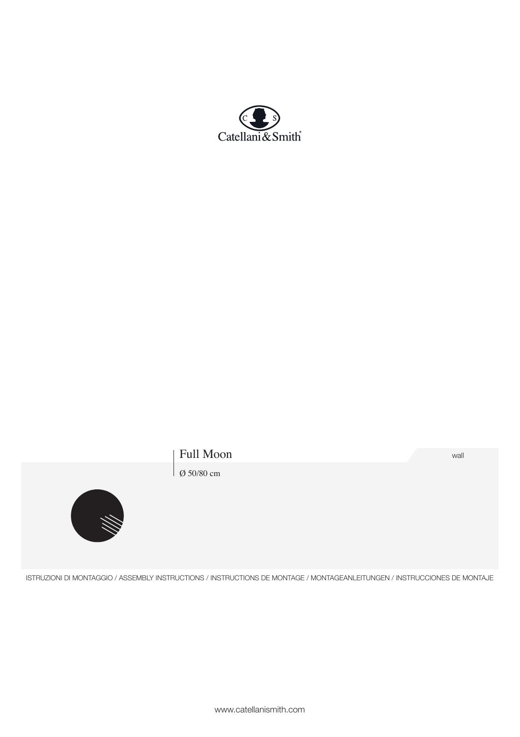Catellani&Smith

# Full Moon

Ø 50/80 cm

wall

ISTRUZIONI DI MONTAGGIO / ASSEMBLY INSTRUCTIONS / INSTRUCTIONS DE MONTAGE / MONTAGEANLEITUNGEN / INSTRUCCIONES DE MONTAJE

www.catellanismith.com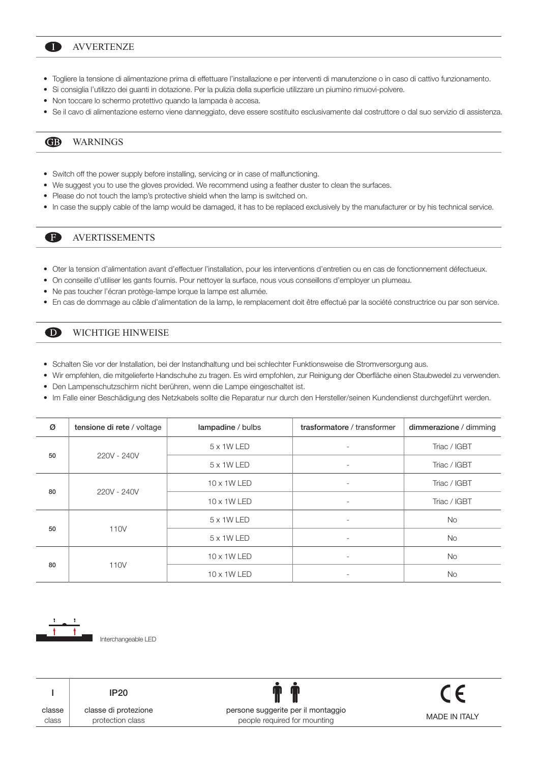## I AVVERTENZE

- Togliere la tensione di alimentazione prima di effettuare l'installazione e per interventi di manutenzione o in caso di cattivo funzionamento.
- Si consiglia l'utilizzo dei guanti in dotazione. Per la pulizia della superficie utilizzare un piumino rimuovi-polvere.
- Non toccare lo schermo protettivo quando la lampada è accesa.
- Se il cavo di alimentazione esterno viene danneggiato, deve essere sostituito esclusivamente dal costruttore o dal suo servizio di assistenza.

## GB WARNINGS

- Switch off the power supply before installing, servicing or in case of malfunctioning.
- We suggest you to use the gloves provided. We recommend using a feather duster to clean the surfaces.
- Please do not touch the lamp's protective shield when the lamp is switched on.
- In case the supply cable of the lamp would be damaged, it has to be replaced exclusively by the manufacturer or by his technical service.

## F AVERTISSEMENTS

- Oter la tension d'alimentation avant d'effectuer l'installation, pour les interventions d'entretien ou en cas de fonctionnement défectueux.
- On conseille d'utiliser les gants fournis. Pour nettoyer la surface, nous vous conseillons d'employer un plumeau.
- Ne pas toucher l'écran protège-lampe lorque la lampe est allumée.
- En cas de dommage au câble d'alimentation de la lamp, le remplacement doit être effectué par la société constructrice ou par son service.

## D WICHTIGE HINWEISE

- Schalten Sie vor der Installation, bei der Instandhaltung und bei schlechter Funktionsweise die Stromversorgung aus.
- Wir empfehlen, die mitgelieferte Handschuhe zu tragen. Es wird empfohlen, zur Reinigung der Oberfläche einen Staubwedel zu verwenden.
- Den Lampenschutzschirm nicht berühren, wenn die Lampe eingeschaltet ist.
- Im Falle einer Beschädigung des Netzkabels sollte die Reparatur nur durch den Hersteller/seinen Kundendienst durchgeführt werden.

| Ø | **tensione di rete** / voltage | **lampadine** / bulbs | **trasformatore** / transformer | **dimmerazione** / dimming |
|---|---|---|---|---|
| 50 | 220V - 240V | 5 x 1W LED | - | Triac / IGBT |
| | | 5 x 1W LED | - | Triac / IGBT |
| 80 | 220V - 240V | 10 x 1W LED | - | Triac / IGBT |
| | | 10 x 1W LED | - | Triac / IGBT |
| 50 | 110V | 5 x 1W LED | - | No |
| | | 5 x 1W LED | - | No |
| 80 | 110V | 10 x 1W LED | - | No |
| | | 10 x 1W LED | - | No |

Interchangeable LED

| I | IP20 | | CE |
|---|---|---|---|
| classe / class | classe di protezione / protection class | persone suggerite per il montaggio / people required for mounting | MADE IN ITALY |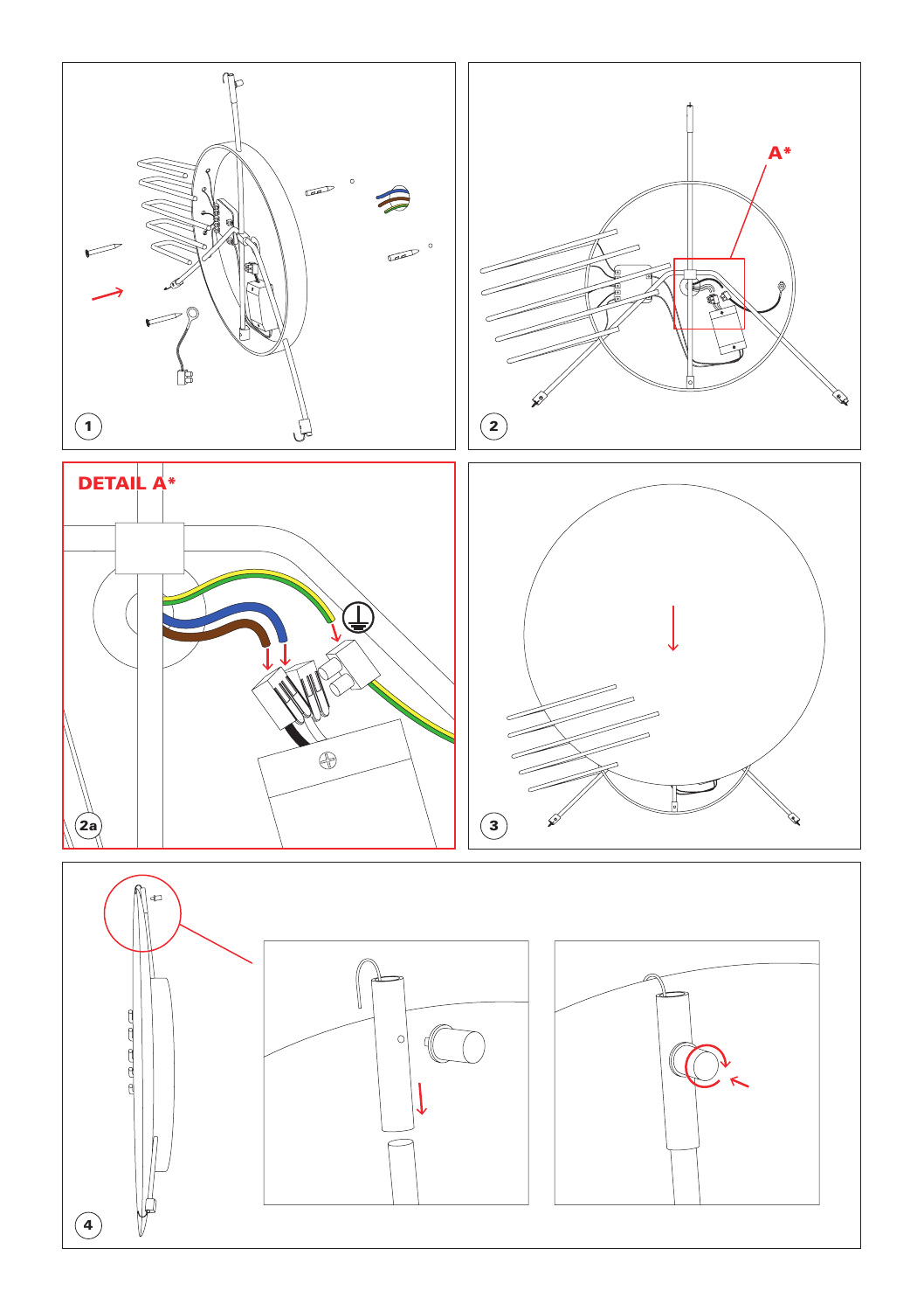1

2

A*

DETAIL A*

2a

3

4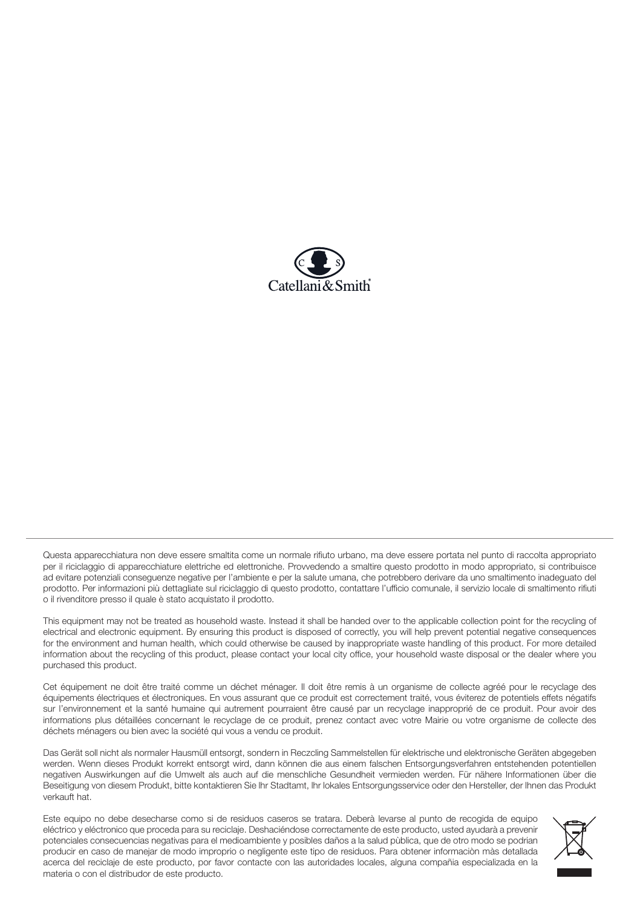Catellani&Smith®

Questa apparecchiatura non deve essere smaltita come un normale rifiuto urbano, ma deve essere portata nel punto di raccolta appropriato per il riciclaggio di apparecchiature elettriche ed elettroniche. Provvedendo a smaltire questo prodotto in modo appropriato, si contribuisce ad evitare potenziali conseguenze negative per l'ambiente e per la salute umana, che potrebbero derivare da uno smaltimento inadeguato del prodotto. Per informazioni più dettagliate sul riciclaggio di questo prodotto, contattare l'ufficio comunale, il servizio locale di smaltimento rifiuti o il rivenditore presso il quale è stato acquistato il prodotto.

This equipment may not be treated as household waste. Instead it shall be handed over to the applicable collection point for the recycling of electrical and electronic equipment. By ensuring this product is disposed of correctly, you will help prevent potential negative consequences for the environment and human health, which could otherwise be caused by inappropriate waste handling of this product. For more detailed information about the recycling of this product, please contact your local city office, your household waste disposal or the dealer where you purchased this product.

Cet équipement ne doit être traité comme un déchet ménager. Il doit être remis à un organisme de collecte agréé pour le recyclage des équipements électriques et électroniques. En vous assurant que ce produit est correctement traité, vous éviterez de potentiels effets négatifs sur l'environnement et la santé humaine qui autrement pourraient être causé par un recyclage inapproprié de ce produit. Pour avoir des informations plus détaillées concernant le recyclage de ce produit, prenez contact avec votre Mairie ou votre organisme de collecte des déchets ménagers ou bien avec la société qui vous a vendu ce produit.

Das Gerät soll nicht als normaler Hausmüll entsorgt, sondern in Reczcling Sammelstellen für elektrische und elektronische Geräten abgegeben werden. Wenn dieses Produkt korrekt entsorgt wird, dann können die aus einem falschen Entsorgungsverfahren entstehenden potentiellen negativen Auswirkungen auf die Umwelt als auch auf die menschliche Gesundheit vermieden werden. Für nähere Informationen über die Beseitigung von diesem Produkt, bitte kontaktieren Sie Ihr Stadtamt, Ihr lokales Entsorgungsservice oder den Hersteller, der Ihnen das Produkt verkauft hat.

Este equipo no debe desecharse como si de residuos caseros se tratara. Deberà levarse al punto de recogida de equipo eléctrico y eléctronico que proceda para su reciclaje. Deshaciéndose correctamente de este producto, usted ayudarà a prevenir potenciales consecuencias negativas para el medioambiente y posibles daños a la salud pùblica, que de otro modo se podrian producir en caso de manejar de modo improprio o negligente este tipo de residuos. Para obtener informaciòn màs detallada acerca del reciclaje de este producto, por favor contacte con las autoridades locales, alguna compañia especializada en la materia o con el distribudor de este producto.